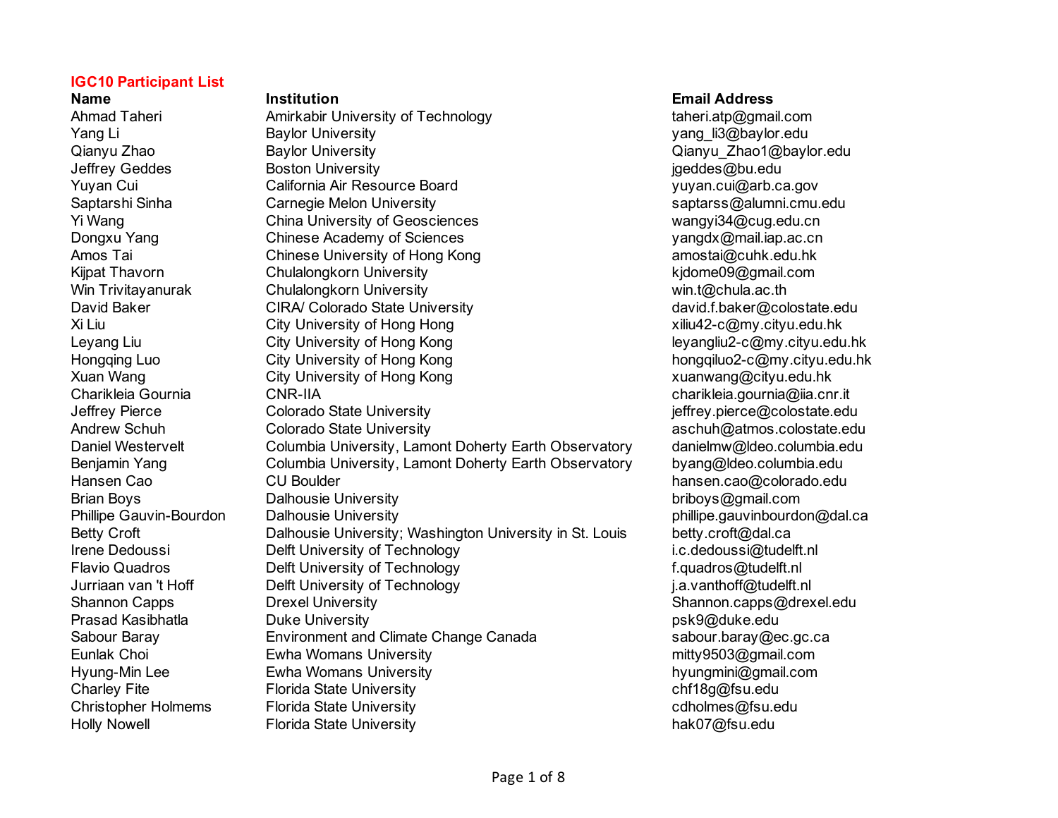## IGC10 Participant List

| Name | Institution | Email Address |
|---|---|---|
| Ahmad Taheri | Amirkabir University of Technology | taheri.atp@gmail.com |
| Yang Li | Baylor University | yang_li3@baylor.edu |
| Qianyu Zhao | Baylor University | Qianyu_Zhao1@baylor.edu |
| Jeffrey Geddes | Boston University | jgeddes@bu.edu |
| Yuyan Cui | California Air Resource Board | yuyan.cui@arb.ca.gov |
| Saptarshi Sinha | Carnegie Melon University | saptarss@alumni.cmu.edu |
| Yi Wang | China University of Geosciences | wangyi34@cug.edu.cn |
| Dongxu Yang | Chinese Academy of Sciences | yangdx@mail.iap.ac.cn |
| Amos Tai | Chinese University of Hong Kong | amostai@cuhk.edu.hk |
| Kijpat Thavorn | Chulalongkorn University | kjdome09@gmail.com |
| Win Trivitayanurak | Chulalongkorn University | win.t@chula.ac.th |
| David Baker | CIRA/ Colorado State University | david.f.baker@colostate.edu |
| Xi Liu | City University of Hong Hong | xiliu42-c@my.cityu.edu.hk |
| Leyang Liu | City University of Hong Kong | leyangliu2-c@my.cityu.edu.hk |
| Hongqing Luo | City University of Hong Kong | hongqiluo2-c@my.cityu.edu.hk |
| Xuan Wang | City University of Hong Kong | xuanwang@cityu.edu.hk |
| Charikleia Gournia | CNR-IIA | charikleia.gournia@iia.cnr.it |
| Jeffrey Pierce | Colorado State University | jeffrey.pierce@colostate.edu |
| Andrew Schuh | Colorado State University | aschuh@atmos.colostate.edu |
| Daniel Westervelt | Columbia University, Lamont Doherty Earth Observatory | danielmw@ldeo.columbia.edu |
| Benjamin Yang | Columbia University, Lamont Doherty Earth Observatory | byang@ldeo.columbia.edu |
| Hansen Cao | CU Boulder | hansen.cao@colorado.edu |
| Brian Boys | Dalhousie University | briboys@gmail.com |
| Phillipe Gauvin-Bourdon | Dalhousie University | phillipe.gauvinbourdon@dal.ca |
| Betty Croft | Dalhousie University; Washington University in St. Louis | betty.croft@dal.ca |
| Irene Dedoussi | Delft University of Technology | i.c.dedoussi@tudelft.nl |
| Flavio Quadros | Delft University of Technology | f.quadros@tudelft.nl |
| Jurriaan van 't Hoff | Delft University of Technology | j.a.vanthoff@tudelft.nl |
| Shannon Capps | Drexel University | Shannon.capps@drexel.edu |
| Prasad Kasibhatla | Duke University | psk9@duke.edu |
| Sabour Baray | Environment and Climate Change Canada | sabour.baray@ec.gc.ca |
| Eunlak Choi | Ewha Womans University | mitty9503@gmail.com |
| Hyung-Min Lee | Ewha Womans University | hyungmini@gmail.com |
| Charley Fite | Florida State University | chf18g@fsu.edu |
| Christopher Holmems | Florida State University | cdholmes@fsu.edu |
| Holly Nowell | Florida State University | hak07@fsu.edu |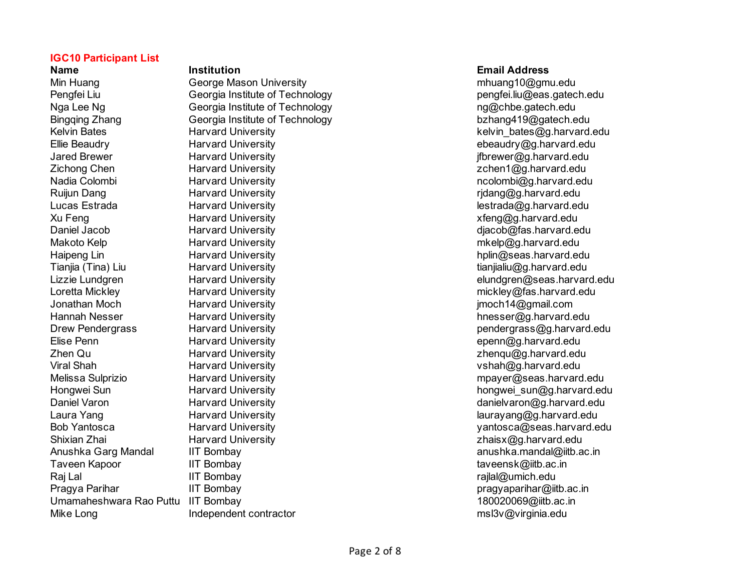**IGC10 Participant List**

| Name | Institution | Email Address |
|---|---|---|
| Min Huang | George Mason University | mhuang10@gmu.edu |
| Pengfei Liu | Georgia Institute of Technology | pengfei.liu@eas.gatech.edu |
| Nga Lee Ng | Georgia Institute of Technology | ng@chbe.gatech.edu |
| Bingqing Zhang | Georgia Institute of Technology | bzhang419@gatech.edu |
| Kelvin Bates | Harvard University | kelvin_bates@g.harvard.edu |
| Ellie Beaudry | Harvard University | ebeaudry@g.harvard.edu |
| Jared Brewer | Harvard University | jfbrewer@g.harvard.edu |
| Zichong Chen | Harvard University | zchen1@g.harvard.edu |
| Nadia Colombi | Harvard University | ncolombi@g.harvard.edu |
| Ruijun Dang | Harvard University | rjdang@g.harvard.edu |
| Lucas Estrada | Harvard University | lestrada@g.harvard.edu |
| Xu Feng | Harvard University | xfeng@g.harvard.edu |
| Daniel Jacob | Harvard University | djacob@fas.harvard.edu |
| Makoto Kelp | Harvard University | mkelp@g.harvard.edu |
| Haipeng Lin | Harvard University | hplin@seas.harvard.edu |
| Tianjia (Tina) Liu | Harvard University | tianjialiu@g.harvard.edu |
| Lizzie Lundgren | Harvard University | elundgren@seas.harvard.edu |
| Loretta Mickley | Harvard University | mickley@fas.harvard.edu |
| Jonathan Moch | Harvard University | jmoch14@gmail.com |
| Hannah Nesser | Harvard University | hnesser@g.harvard.edu |
| Drew Pendergrass | Harvard University | pendergrass@g.harvard.edu |
| Elise Penn | Harvard University | epenn@g.harvard.edu |
| Zhen Qu | Harvard University | zhenqu@g.harvard.edu |
| Viral Shah | Harvard University | vshah@g.harvard.edu |
| Melissa Sulprizio | Harvard University | mpayer@seas.harvard.edu |
| Hongwei Sun | Harvard University | hongwei_sun@g.harvard.edu |
| Daniel Varon | Harvard University | danielvaron@g.harvard.edu |
| Laura Yang | Harvard University | laurayang@g.harvard.edu |
| Bob Yantosca | Harvard University | yantosca@seas.harvard.edu |
| Shixian Zhai | Harvard University | zhaisx@g.harvard.edu |
| Anushka Garg Mandal | IIT Bombay | anushka.mandal@iitb.ac.in |
| Taveen Kapoor | IIT Bombay | taveensk@iitb.ac.in |
| Raj Lal | IIT Bombay | rajlal@umich.edu |
| Pragya Parihar | IIT Bombay | pragyaparihar@iitb.ac.in |
| Umamaheshwara Rao Puttu | IIT Bombay | 180020069@iitb.ac.in |
| Mike Long | Independent contractor | msl3v@virginia.edu |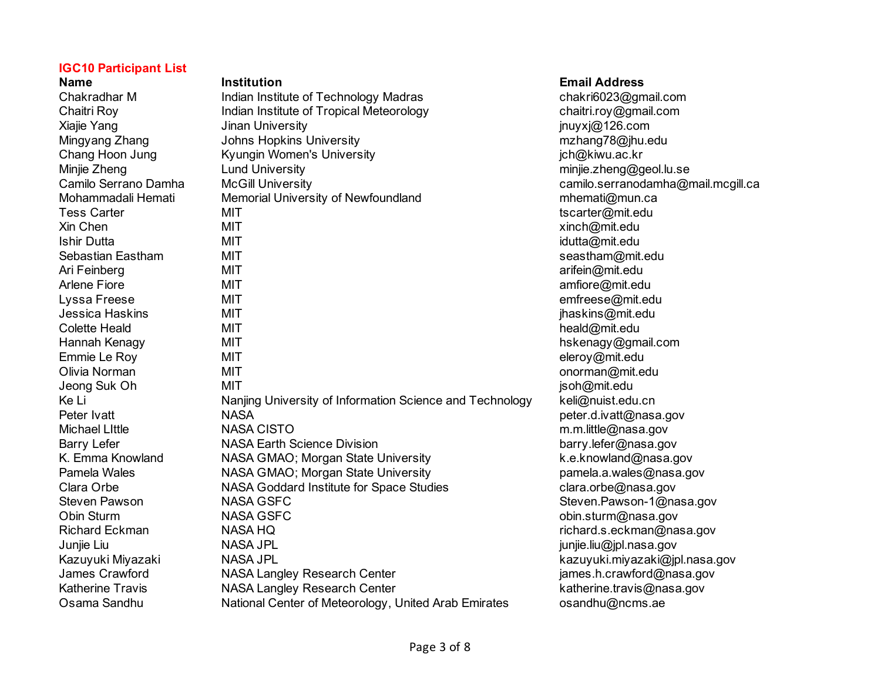**IGC10 Participant List**

| Name | Institution | Email Address |
| --- | --- | --- |
| Chakradhar M | Indian Institute of Technology Madras | chakri6023@gmail.com |
| Chaitri Roy | Indian Institute of Tropical Meteorology | chaitri.roy@gmail.com |
| Xiajie Yang | Jinan University | jnuyxj@126.com |
| Mingyang Zhang | Johns Hopkins University | mzhang78@jhu.edu |
| Chang Hoon Jung | Kyungin Women's University | jch@kiwu.ac.kr |
| Minjie Zheng | Lund University | minjie.zheng@geol.lu.se |
| Camilo Serrano Damha | McGill University | camilo.serranodamha@mail.mcgill.ca |
| Mohammadali Hemati | Memorial University of Newfoundland | mhemati@mun.ca |
| Tess Carter | MIT | tscarter@mit.edu |
| Xin Chen | MIT | xinch@mit.edu |
| Ishir Dutta | MIT | idutta@mit.edu |
| Sebastian Eastham | MIT | seastham@mit.edu |
| Ari Feinberg | MIT | arifein@mit.edu |
| Arlene Fiore | MIT | amfiore@mit.edu |
| Lyssa Freese | MIT | emfreese@mit.edu |
| Jessica Haskins | MIT | jhaskins@mit.edu |
| Colette Heald | MIT | heald@mit.edu |
| Hannah Kenagy | MIT | hskenagy@gmail.com |
| Emmie Le Roy | MIT | eleroy@mit.edu |
| Olivia Norman | MIT | onorman@mit.edu |
| Jeong Suk Oh | MIT | jsoh@mit.edu |
| Ke Li | Nanjing University of Information Science and Technology | keli@nuist.edu.cn |
| Peter Ivatt | NASA | peter.d.ivatt@nasa.gov |
| Michael LIttle | NASA CISTO | m.m.little@nasa.gov |
| Barry Lefer | NASA Earth Science Division | barry.lefer@nasa.gov |
| K. Emma Knowland | NASA GMAO; Morgan State University | k.e.knowland@nasa.gov |
| Pamela Wales | NASA GMAO; Morgan State University | pamela.a.wales@nasa.gov |
| Clara Orbe | NASA Goddard Institute for Space Studies | clara.orbe@nasa.gov |
| Steven Pawson | NASA GSFC | Steven.Pawson-1@nasa.gov |
| Obin Sturm | NASA GSFC | obin.sturm@nasa.gov |
| Richard Eckman | NASA HQ | richard.s.eckman@nasa.gov |
| Junjie Liu | NASA JPL | junjie.liu@jpl.nasa.gov |
| Kazuyuki Miyazaki | NASA JPL | kazuyuki.miyazaki@jpl.nasa.gov |
| James Crawford | NASA Langley Research Center | james.h.crawford@nasa.gov |
| Katherine Travis | NASA Langley Research Center | katherine.travis@nasa.gov |
| Osama Sandhu | National Center of Meteorology, United Arab Emirates | osandhu@ncms.ae |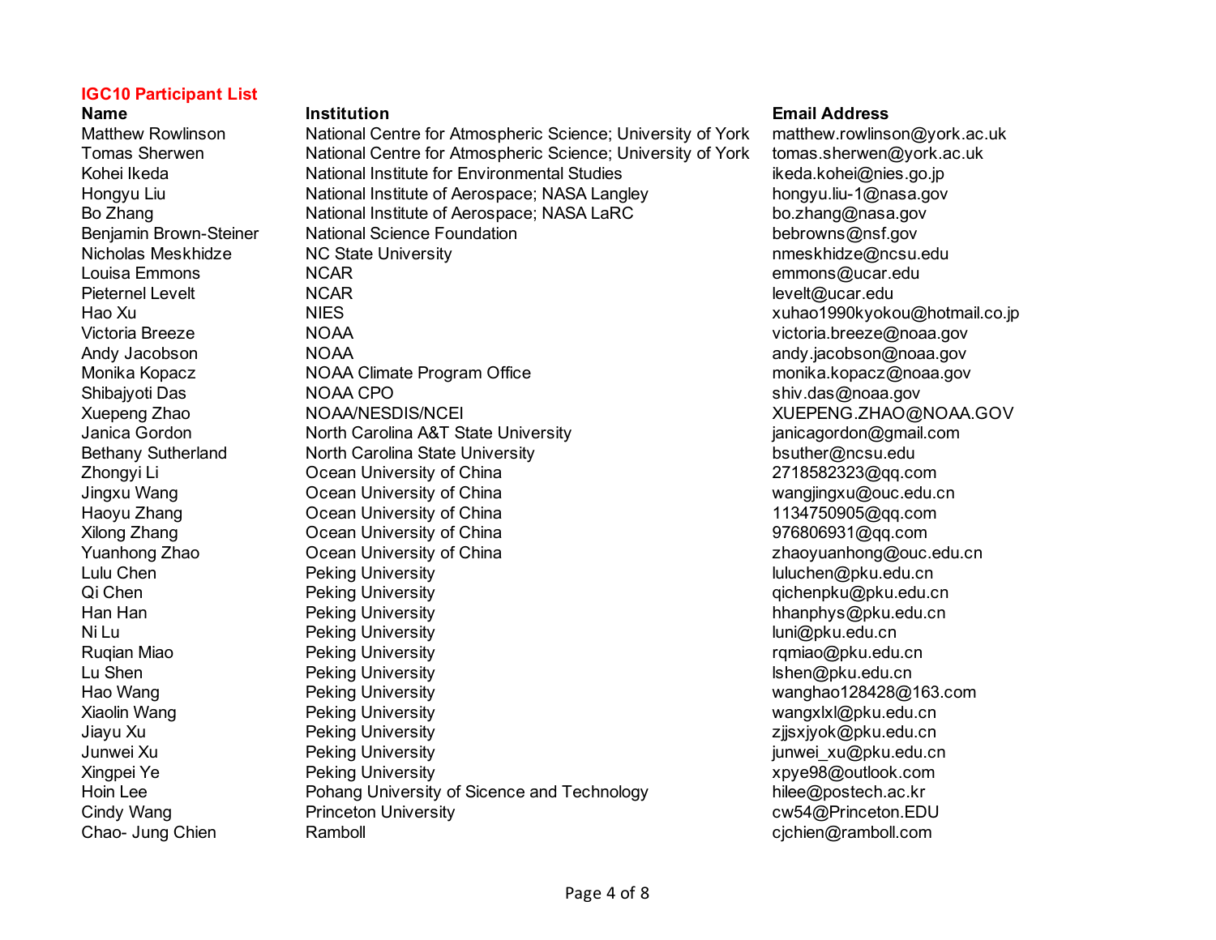**IGC10 Participant List**

| Name | Institution | Email Address |
|---|---|---|
| Matthew Rowlinson | National Centre for Atmospheric Science; University of York | matthew.rowlinson@york.ac.uk |
| Tomas Sherwen | National Centre for Atmospheric Science; University of York | tomas.sherwen@york.ac.uk |
| Kohei Ikeda | National Institute for Environmental Studies | ikeda.kohei@nies.go.jp |
| Hongyu Liu | National Institute of Aerospace; NASA Langley | hongyu.liu-1@nasa.gov |
| Bo Zhang | National Institute of Aerospace; NASA LaRC | bo.zhang@nasa.gov |
| Benjamin Brown-Steiner | National Science Foundation | bebrowns@nsf.gov |
| Nicholas Meskhidze | NC State University | nmeskhidze@ncsu.edu |
| Louisa Emmons | NCAR | emmons@ucar.edu |
| Pieternel Levelt | NCAR | levelt@ucar.edu |
| Hao Xu | NIES | xuhao1990kyokou@hotmail.co.jp |
| Victoria Breeze | NOAA | victoria.breeze@noaa.gov |
| Andy Jacobson | NOAA | andy.jacobson@noaa.gov |
| Monika Kopacz | NOAA Climate Program Office | monika.kopacz@noaa.gov |
| Shibajyoti Das | NOAA CPO | shiv.das@noaa.gov |
| Xuepeng Zhao | NOAA/NESDIS/NCEI | XUEPENG.ZHAO@NOAA.GOV |
| Janica Gordon | North Carolina A&T State University | janicagordon@gmail.com |
| Bethany Sutherland | North Carolina State University | bsuther@ncsu.edu |
| Zhongyi Li | Ocean University of China | 2718582323@qq.com |
| Jingxu Wang | Ocean University of China | wangjingxu@ouc.edu.cn |
| Haoyu Zhang | Ocean University of China | 1134750905@qq.com |
| Xilong Zhang | Ocean University of China | 976806931@qq.com |
| Yuanhong Zhao | Ocean University of China | zhaoyuanhong@ouc.edu.cn |
| Lulu Chen | Peking University | luluchen@pku.edu.cn |
| Qi Chen | Peking University | qichenpku@pku.edu.cn |
| Han Han | Peking University | hhanphys@pku.edu.cn |
| Ni Lu | Peking University | luni@pku.edu.cn |
| Ruqian Miao | Peking University | rqmiao@pku.edu.cn |
| Lu Shen | Peking University | lshen@pku.edu.cn |
| Hao Wang | Peking University | wanghao128428@163.com |
| Xiaolin Wang | Peking University | wangxlxl@pku.edu.cn |
| Jiayu Xu | Peking University | zjjsxjyok@pku.edu.cn |
| Junwei Xu | Peking University | junwei_xu@pku.edu.cn |
| Xingpei Ye | Peking University | xpye98@outlook.com |
| Hoin Lee | Pohang University of Sicence and Technology | hilee@postech.ac.kr |
| Cindy Wang | Princeton University | cw54@Princeton.EDU |
| Chao- Jung Chien | Ramboll | cjchien@ramboll.com |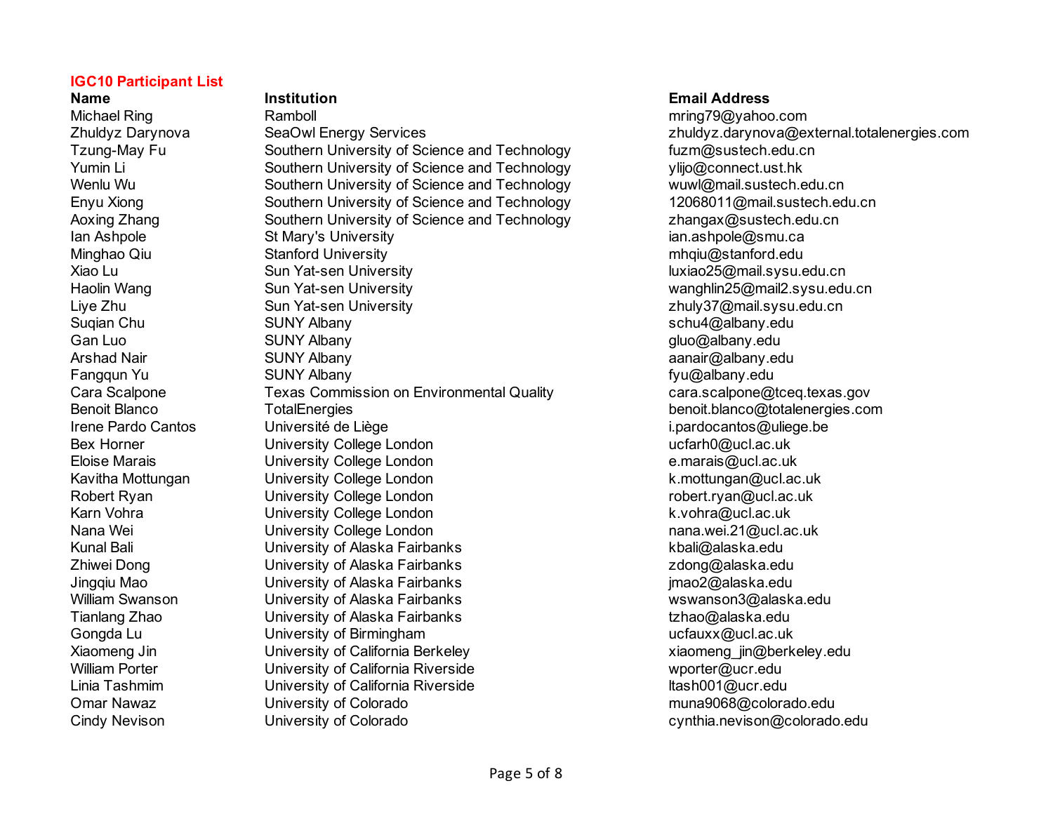**IGC10 Participant List**

| Name | Institution | Email Address |
|---|---|---|
| Michael Ring | Ramboll | mring79@yahoo.com |
| Zhuldyz Darynova | SeaOwl Energy Services | zhuldyz.darynova@external.totalenergies.com |
| Tzung-May Fu | Southern University of Science and Technology | fuzm@sustech.edu.cn |
| Yumin Li | Southern University of Science and Technology | ylijo@connect.ust.hk |
| Wenlu Wu | Southern University of Science and Technology | wuwl@mail.sustech.edu.cn |
| Enyu Xiong | Southern University of Science and Technology | 12068011@mail.sustech.edu.cn |
| Aoxing Zhang | Southern University of Science and Technology | zhangax@sustech.edu.cn |
| Ian Ashpole | St Mary's University | ian.ashpole@smu.ca |
| Minghao Qiu | Stanford University | mhqiu@stanford.edu |
| Xiao Lu | Sun Yat-sen University | luxiao25@mail.sysu.edu.cn |
| Haolin Wang | Sun Yat-sen University | wanghlin25@mail2.sysu.edu.cn |
| Liye Zhu | Sun Yat-sen University | zhuly37@mail.sysu.edu.cn |
| Suqian Chu | SUNY Albany | schu4@albany.edu |
| Gan Luo | SUNY Albany | gluo@albany.edu |
| Arshad Nair | SUNY Albany | aanair@albany.edu |
| Fangqun Yu | SUNY Albany | fyu@albany.edu |
| Cara Scalpone | Texas Commission on Environmental Quality | cara.scalpone@tceq.texas.gov |
| Benoit Blanco | TotalEnergies | benoit.blanco@totalenergies.com |
| Irene Pardo Cantos | Université de Liège | i.pardocantos@uliege.be |
| Bex Horner | University College London | ucfarh0@ucl.ac.uk |
| Eloise Marais | University College London | e.marais@ucl.ac.uk |
| Kavitha Mottungan | University College London | k.mottungan@ucl.ac.uk |
| Robert Ryan | University College London | robert.ryan@ucl.ac.uk |
| Karn Vohra | University College London | k.vohra@ucl.ac.uk |
| Nana Wei | University College London | nana.wei.21@ucl.ac.uk |
| Kunal Bali | University of Alaska Fairbanks | kbali@alaska.edu |
| Zhiwei Dong | University of Alaska Fairbanks | zdong@alaska.edu |
| Jingqiu Mao | University of Alaska Fairbanks | jmao2@alaska.edu |
| William Swanson | University of Alaska Fairbanks | wswanson3@alaska.edu |
| Tianlang Zhao | University of Alaska Fairbanks | tzhao@alaska.edu |
| Gongda Lu | University of Birmingham | ucfauxx@ucl.ac.uk |
| Xiaomeng Jin | University of California Berkeley | xiaomeng_jin@berkeley.edu |
| William Porter | University of California Riverside | wporter@ucr.edu |
| Linia Tashmim | University of California Riverside | ltash001@ucr.edu |
| Omar Nawaz | University of Colorado | muna9068@colorado.edu |
| Cindy Nevison | University of Colorado | cynthia.nevison@colorado.edu |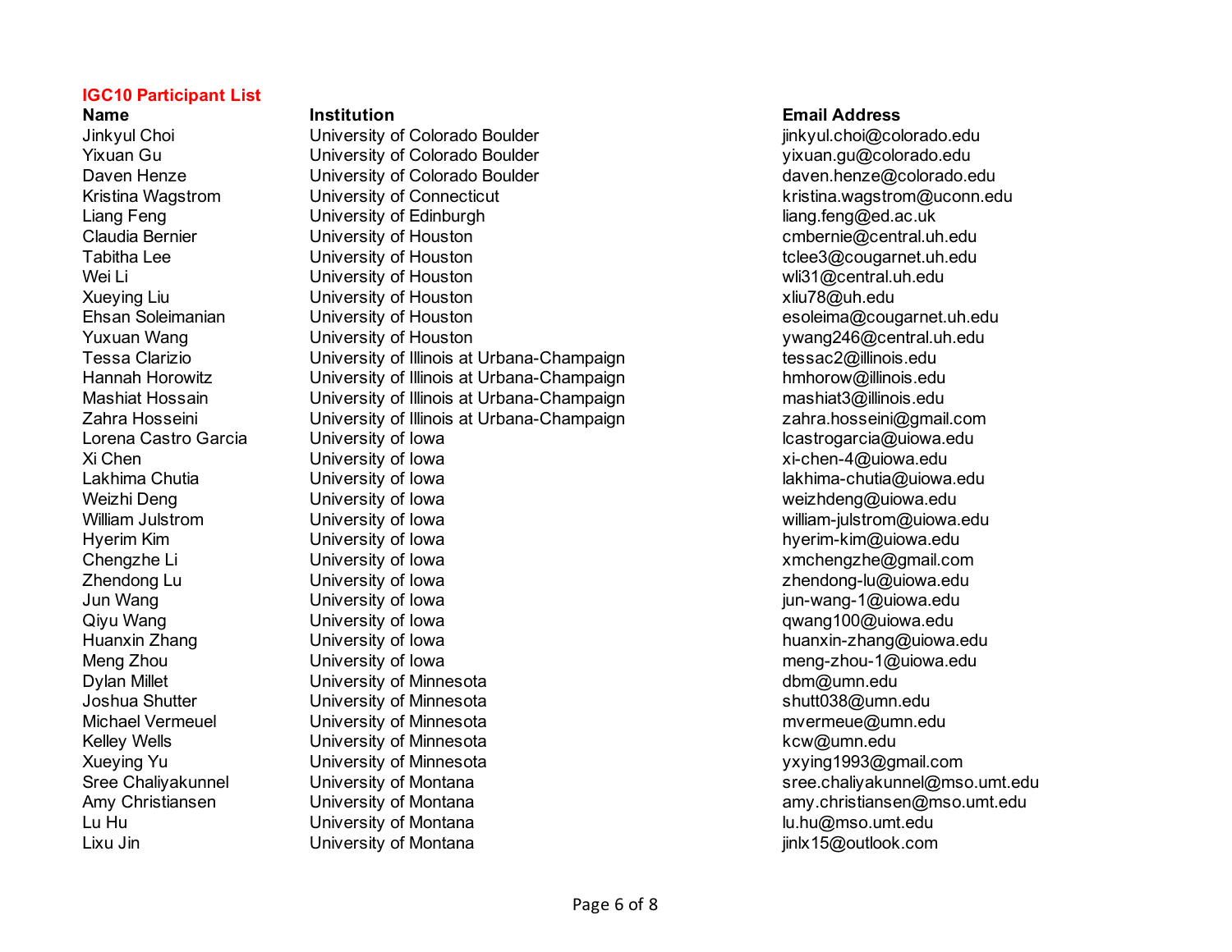**IGC10 Participant List**

| Name | Institution | Email Address |
|---|---|---|
| Jinkyul Choi | University of Colorado Boulder | jinkyul.choi@colorado.edu |
| Yixuan Gu | University of Colorado Boulder | yixuan.gu@colorado.edu |
| Daven Henze | University of Colorado Boulder | daven.henze@colorado.edu |
| Kristina Wagstrom | University of Connecticut | kristina.wagstrom@uconn.edu |
| Liang Feng | University of Edinburgh | liang.feng@ed.ac.uk |
| Claudia Bernier | University of Houston | cmbernie@central.uh.edu |
| Tabitha Lee | University of Houston | tclee3@cougarnet.uh.edu |
| Wei Li | University of Houston | wli31@central.uh.edu |
| Xueying Liu | University of Houston | xliu78@uh.edu |
| Ehsan Soleimanian | University of Houston | esoleima@cougarnet.uh.edu |
| Yuxuan Wang | University of Houston | ywang246@central.uh.edu |
| Tessa Clarizio | University of Illinois at Urbana-Champaign | tessac2@illinois.edu |
| Hannah Horowitz | University of Illinois at Urbana-Champaign | hmhorow@illinois.edu |
| Mashiat Hossain | University of Illinois at Urbana-Champaign | mashiat3@illinois.edu |
| Zahra Hosseini | University of Illinois at Urbana-Champaign | zahra.hosseini@gmail.com |
| Lorena Castro Garcia | University of Iowa | lcastrogarcia@uiowa.edu |
| Xi Chen | University of Iowa | xi-chen-4@uiowa.edu |
| Lakhima Chutia | University of Iowa | lakhima-chutia@uiowa.edu |
| Weizhi Deng | University of Iowa | weizhdeng@uiowa.edu |
| William Julstrom | University of Iowa | william-julstrom@uiowa.edu |
| Hyerim Kim | University of Iowa | hyerim-kim@uiowa.edu |
| Chengzhe Li | University of Iowa | xmchengzhe@gmail.com |
| Zhendong Lu | University of Iowa | zhendong-lu@uiowa.edu |
| Jun Wang | University of Iowa | jun-wang-1@uiowa.edu |
| Qiyu Wang | University of Iowa | qwang100@uiowa.edu |
| Huanxin Zhang | University of Iowa | huanxin-zhang@uiowa.edu |
| Meng Zhou | University of Iowa | meng-zhou-1@uiowa.edu |
| Dylan Millet | University of Minnesota | dbm@umn.edu |
| Joshua Shutter | University of Minnesota | shutt038@umn.edu |
| Michael Vermeuel | University of Minnesota | mvermeue@umn.edu |
| Kelley Wells | University of Minnesota | kcw@umn.edu |
| Xueying Yu | University of Minnesota | yxying1993@gmail.com |
| Sree Chaliyakunnel | University of Montana | sree.chaliyakunnel@mso.umt.edu |
| Amy Christiansen | University of Montana | amy.christiansen@mso.umt.edu |
| Lu Hu | University of Montana | lu.hu@mso.umt.edu |
| Lixu Jin | University of Montana | jinlx15@outlook.com |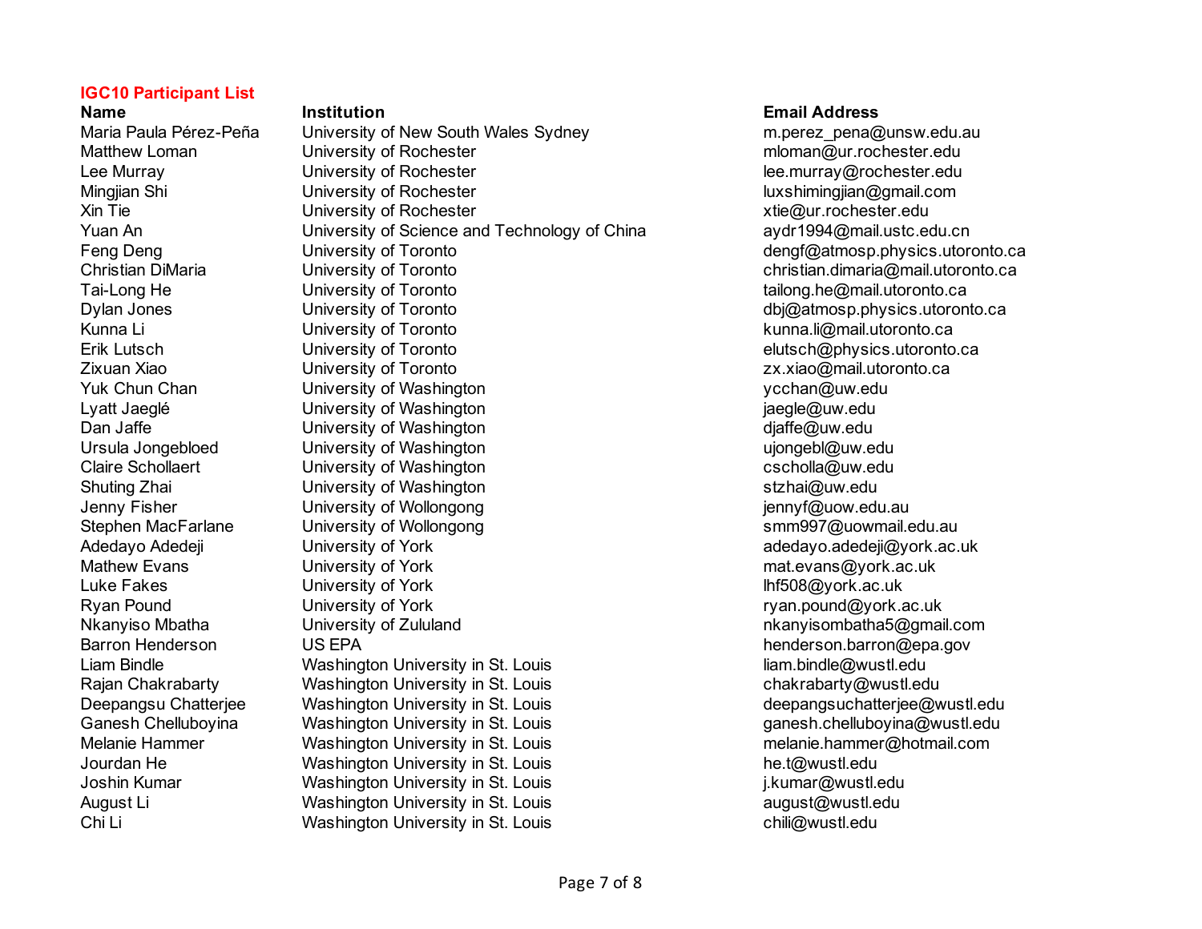**IGC10 Participant List**

| Name | Institution | Email Address |
|---|---|---|
| Maria Paula Pérez-Peña | University of New South Wales Sydney | m.perez_pena@unsw.edu.au |
| Matthew Loman | University of Rochester | mloman@ur.rochester.edu |
| Lee Murray | University of Rochester | lee.murray@rochester.edu |
| Mingjian Shi | University of Rochester | luxshimingjian@gmail.com |
| Xin Tie | University of Rochester | xtie@ur.rochester.edu |
| Yuan An | University of Science and Technology of China | aydr1994@mail.ustc.edu.cn |
| Feng Deng | University of Toronto | dengf@atmosp.physics.utoronto.ca |
| Christian DiMaria | University of Toronto | christian.dimaria@mail.utoronto.ca |
| Tai-Long He | University of Toronto | tailong.he@mail.utoronto.ca |
| Dylan Jones | University of Toronto | dbj@atmosp.physics.utoronto.ca |
| Kunna Li | University of Toronto | kunna.li@mail.utoronto.ca |
| Erik Lutsch | University of Toronto | elutsch@physics.utoronto.ca |
| Zixuan Xiao | University of Toronto | zx.xiao@mail.utoronto.ca |
| Yuk Chun Chan | University of Washington | ycchan@uw.edu |
| Lyatt Jaeglé | University of Washington | jaegle@uw.edu |
| Dan Jaffe | University of Washington | djaffe@uw.edu |
| Ursula Jongebloed | University of Washington | ujongebl@uw.edu |
| Claire Schollaert | University of Washington | cscholla@uw.edu |
| Shuting Zhai | University of Washington | stzhai@uw.edu |
| Jenny Fisher | University of Wollongong | jennyf@uow.edu.au |
| Stephen MacFarlane | University of Wollongong | smm997@uowmail.edu.au |
| Adedayo Adedeji | University of York | adedayo.adedeji@york.ac.uk |
| Mathew Evans | University of York | mat.evans@york.ac.uk |
| Luke Fakes | University of York | lhf508@york.ac.uk |
| Ryan Pound | University of York | ryan.pound@york.ac.uk |
| Nkanyiso Mbatha | University of Zululand | nkanyisombatha5@gmail.com |
| Barron Henderson | US EPA | henderson.barron@epa.gov |
| Liam Bindle | Washington University in St. Louis | liam.bindle@wustl.edu |
| Rajan Chakrabarty | Washington University in St. Louis | chakrabarty@wustl.edu |
| Deepangsu Chatterjee | Washington University in St. Louis | deepangsuchatterjee@wustl.edu |
| Ganesh Chelluboyina | Washington University in St. Louis | ganesh.chelluboyina@wustl.edu |
| Melanie Hammer | Washington University in St. Louis | melanie.hammer@hotmail.com |
| Jourdan He | Washington University in St. Louis | he.t@wustl.edu |
| Joshin Kumar | Washington University in St. Louis | j.kumar@wustl.edu |
| August Li | Washington University in St. Louis | august@wustl.edu |
| Chi Li | Washington University in St. Louis | chili@wustl.edu |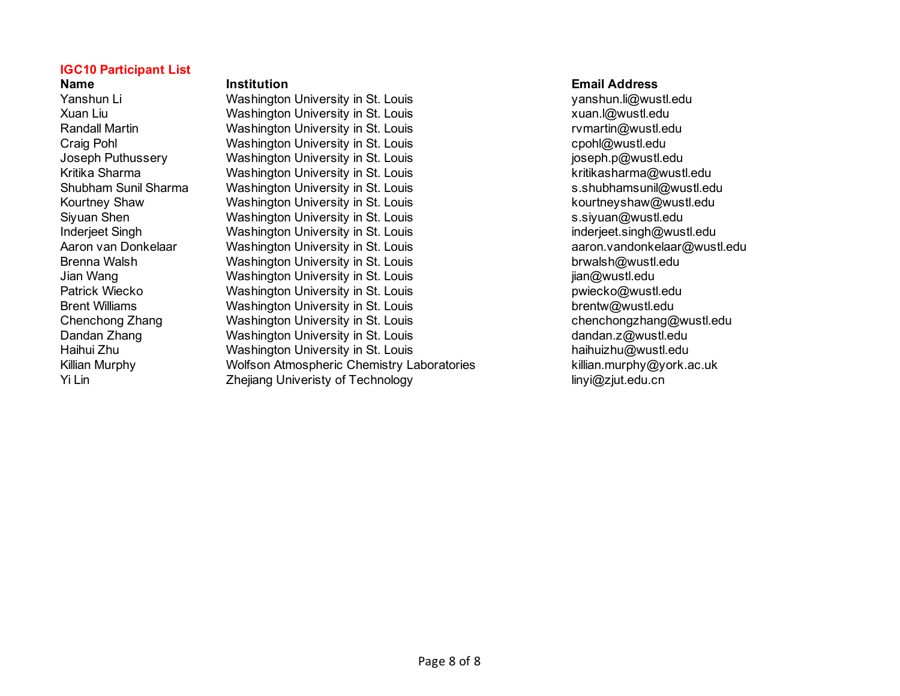**IGC10 Participant List**

| Name | Institution | Email Address |
|---|---|---|
| Yanshun Li | Washington University in St. Louis | yanshun.li@wustl.edu |
| Xuan Liu | Washington University in St. Louis | xuan.l@wustl.edu |
| Randall Martin | Washington University in St. Louis | rvmartin@wustl.edu |
| Craig Pohl | Washington University in St. Louis | cpohl@wustl.edu |
| Joseph Puthussery | Washington University in St. Louis | joseph.p@wustl.edu |
| Kritika Sharma | Washington University in St. Louis | kritikasharma@wustl.edu |
| Shubham Sunil Sharma | Washington University in St. Louis | s.shubhamsunil@wustl.edu |
| Kourtney Shaw | Washington University in St. Louis | kourtneyshaw@wustl.edu |
| Siyuan Shen | Washington University in St. Louis | s.siyuan@wustl.edu |
| Inderjeet Singh | Washington University in St. Louis | inderjeet.singh@wustl.edu |
| Aaron van Donkelaar | Washington University in St. Louis | aaron.vandonkelaar@wustl.edu |
| Brenna Walsh | Washington University in St. Louis | brwalsh@wustl.edu |
| Jian Wang | Washington University in St. Louis | jian@wustl.edu |
| Patrick Wiecko | Washington University in St. Louis | pwiecko@wustl.edu |
| Brent Williams | Washington University in St. Louis | brentw@wustl.edu |
| Chenchong Zhang | Washington University in St. Louis | chenchongzhang@wustl.edu |
| Dandan Zhang | Washington University in St. Louis | dandan.z@wustl.edu |
| Haihui Zhu | Washington University in St. Louis | haihuizhu@wustl.edu |
| Killian Murphy | Wolfson Atmospheric Chemistry Laboratories | killian.murphy@york.ac.uk |
| Yi Lin | Zhejiang Univeristy of Technology | linyi@zjut.edu.cn |